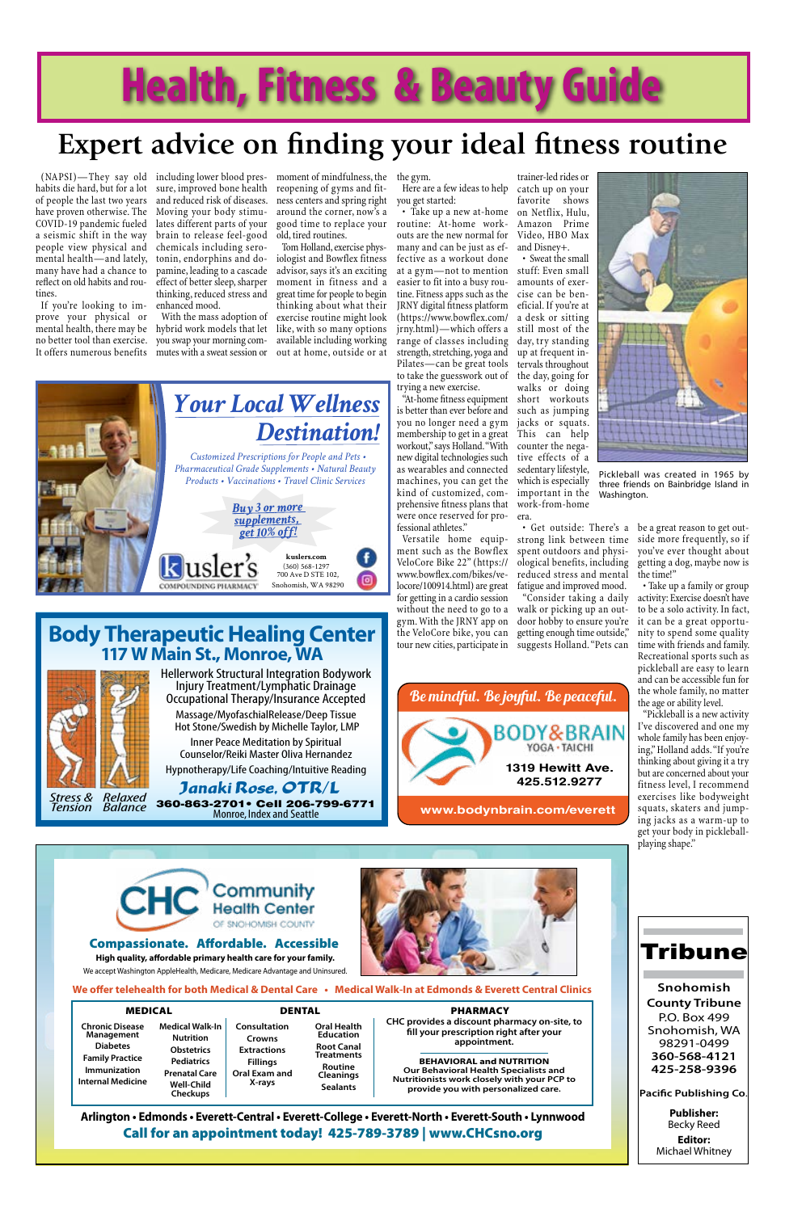# Health, Fitness & Beauty Guide

## Expert advice on finding your ideal fitness routine

(NAPSI)—They say old habits die hard, but for a lot of people the last two years have proven otherwise. The COVID-19 pandemic fueled a seismic shift in the way people view physical and mental health—and lately, many have had a chance to reflect on old habits and routines.

If you're looking to improve your physical or mental health, there may be no better tool than exercise. It offers numerous benefits including lower blood pressure, improved bone health and reduced risk of diseases. Moving your body stimulates different parts of your brain to release feel-good chemicals including serotonin, endorphins and dopamine, leading to a cascade effect of better sleep, sharper thinking, reduced stress and enhanced mood.

With the mass adoption of hybrid work models that let you swap your morning commutes with a sweat session or moment of mindfulness, the reopening of gyms and fitness centers and spring right around the corner, now's a good time to replace your old, tired routines.

Tom Holland, exercise physiologist and Bowflex fitness advisor, says it's an exciting moment in fitness and a great time for people to begin thinking about what their exercise routine might look like, with so many options working out at home, outside or at the gym.

Here are a few ideas to help you get started:

• Take up a new at-home routine: At-home workouts are the new normal for many and can be just as effective as a workout done at a gym—not to mention easier to fit into a busy routine. Fitness apps such as the JRNY digital fitness platform (https://www.bowflex.com/jrny.html)—which offers a range of classes including strength, stretching, yoga and Pilates—can be great tools to take the guesswork out of trying a new exercise.

"At-home fitness equipment is better than ever before and you no longer need a gym membership to get in a great workout," says Holland. "With new digital technologies such as wearables and connected machines, you can get the kind of customized, comprehensive fitness plans that were once reserved for professional athletes."

Versatile home equipment such as the Bowflex VeloCore Bike 22" (https://www.bowflex.com/bikes/velocore/100914.html) are great for getting in a cardio session without the need to go to a gym. With the JRNY app on the VeloCore bike, you can tour new cities, participate in trainer-led rides or catch up on your favorite shows on Netflix, Hulu, Amazon Prime Video, HBO Max and Disney+.

• Sweat the small stuff: Even small amounts of exercise can be beneficial. If you're at a desk or sitting still most of the day, try standing up at frequent intervals throughout the day, going for walks or doing short workouts such as jumping jacks or squats. This can help counter the negative effects of a sedentary lifestyle, which is especially important in the work-from-home era.

• Get outside: There's a strong link between time spent outdoors and physiological benefits, including reduced stress and mental fatigue and improved mood.

"Consider taking a daily walk or picking up an outdoor hobby to ensure you're getting enough time outside," suggests Holland. "Pets can be a great reason to get outside more frequently, so if you've ever thought about getting a dog, maybe now is the time!"

• Take up a family or group activity: Exercise doesn't have to be a solo activity. In fact, it can be a great opportunity to spend some quality time with friends and family. Recreational sports such as pickleball are easy to learn and can be accessible fun for the whole family, no matter the age or ability level.

"Pickleball is a new activity I've discovered and one my whole family has been enjoying," Holland adds. "If you're thinking about giving it a try but are concerned about your fitness level, I recommend exercises like bodyweight squats, skaters and jumping jacks as a warm-up to get your body in pickleball-playing shape."

Pickleball was created in 1965 by three friends on Bainbridge Island in Washington.

---

*Your Local Wellness Destination!*

*Customized Prescriptions for People and Pets • Pharmaceutical Grade Supplements • Natural Beauty Products • Vaccinations • Travel Clinic Services*

*Buy 3 or more supplements, get 10% off!*

Kusler's Compounding Pharmacy
kuslers.com
(360) 568-1297
700 Ave D STE 102,
Snohomish, WA 98290

---

**Body Therapeutic Healing Center**
**117 W Main St., Monroe, WA**

Hellerwork Structural Integration Bodywork
Injury Treatment/Lymphatic Drainage
Occupational Therapy/Insurance Accepted
Massage/MyofaschialRelease/Deep Tissue
Hot Stone/Swedish by Michelle Taylor, LMP
Inner Peace Meditation by Spiritual Counselor/Reiki Master Oliva Hernandez
Hypnotherapy/Life Coaching/Intuitive Reading

Stress & Tension — Relaxed Balance

**Janaki Rose, OTR/L**
**360-863-2701 • Cell 206-799-6771**
Monroe, Index and Seattle

---

*Be mindful. Be joyful. Be peaceful.*

BODY&BRAIN YOGA • TAICHI
1319 Hewitt Ave.
425.512.9277
www.bodynbrain.com/everett

---

**CHC Community Health Center of Snohomish County**

**Compassionate. Affordable. Accessible**
High quality, affordable primary health care for your family.
We accept Washington AppleHealth, Medicare, Medicare Advantage and Uninsured.

**We offer telehealth for both Medical & Dental Care • Medical Walk-In at Edmonds & Everett Central Clinics**

**MEDICAL**
Chronic Disease Management, Diabetes, Family Practice, Immunization, Internal Medicine, Medical Walk-In, Nutrition, Obstetrics, Pediatrics, Prenatal Care, Well-Child Checkups

**DENTAL**
Consultation, Crowns, Extractions, Fillings, Oral Exam and X-rays, Oral Health Education, Root Canal Treatments, Routine Cleanings, Sealants

**PHARMACY**
CHC provides a discount pharmacy on-site, to fill your prescription right after your appointment.

**BEHAVIORAL and NUTRITION**
Our Behavioral Health Specialists and Nutritionists work closely with your PCP to provide you with personalized care.

**Arlington • Edmonds • Everett-Central • Everett-College • Everett-North • Everett-South • Lynnwood**
**Call for an appointment today! 425-789-3789 | www.CHCsno.org**

---

**Tribune**

Snohomish County Tribune
P.O. Box 499
Snohomish, WA 98291-0499
360-568-4121
425-258-9396

Pacific Publishing Co.

**Publisher:** Becky Reed
**Editor:** Michael Whitney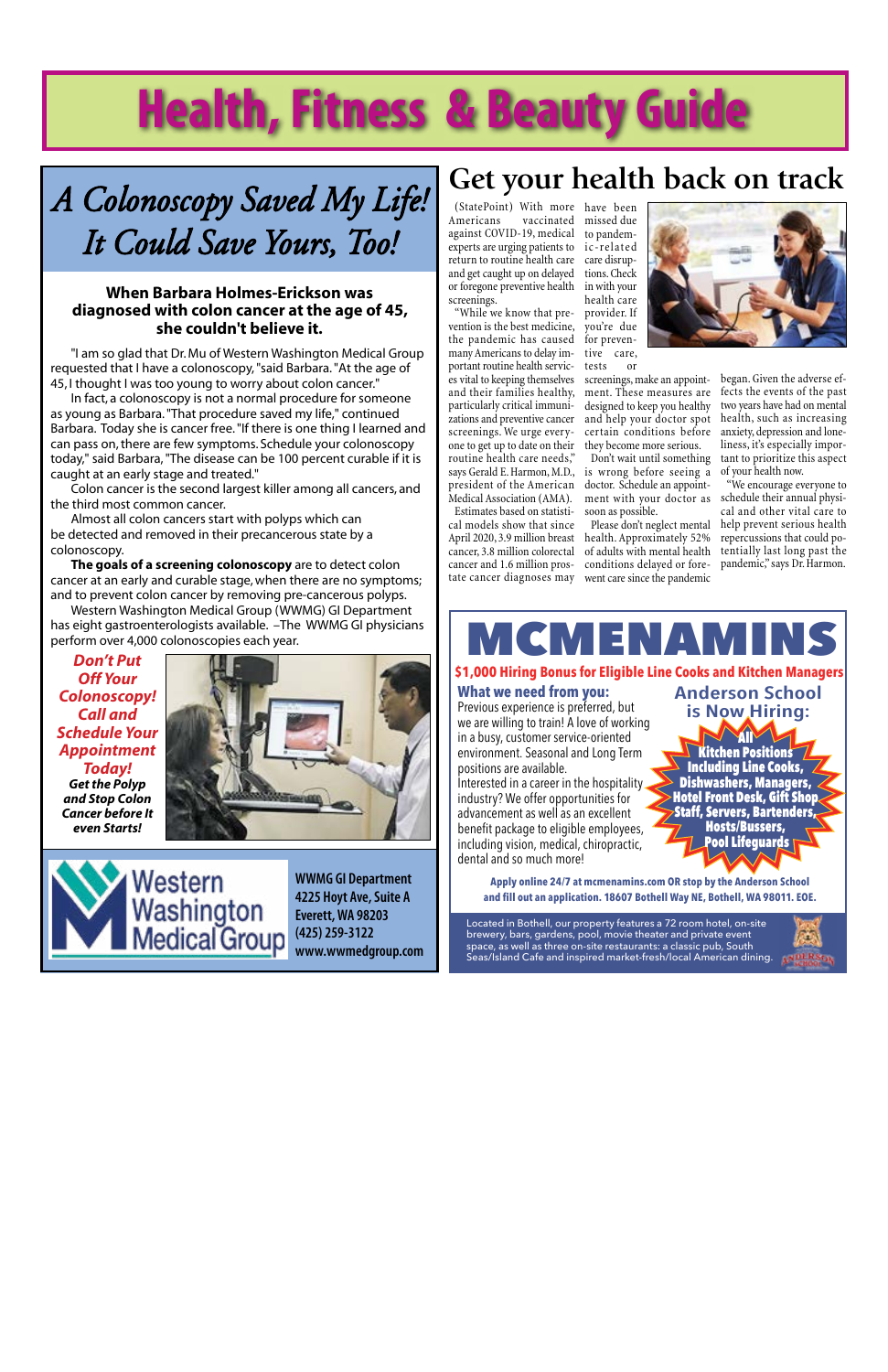# Health, Fitness & Beauty Guide

## A Colonoscopy Saved My Life! It Could Save Yours, Too!

**When Barbara Holmes-Erickson was diagnosed with colon cancer at the age of 45, she couldn't believe it.**

"I am so glad that Dr. Mu of Western Washington Medical Group requested that I have a colonoscopy," said Barbara. "At the age of 45, I thought I was too young to worry about colon cancer."

In fact, a colonoscopy is not a normal procedure for someone as young as Barbara. "That procedure saved my life," continued Barbara. Today she is cancer free. "If there is one thing I learned and can pass on, there are few symptoms. Schedule your colonoscopy today," said Barbara, "The disease can be 100 percent curable if it is caught at an early stage and treated."

Colon cancer is the second largest killer among all cancers, and the third most common cancer.

Almost all colon cancers start with polyps which can be detected and removed in their precancerous state by a colonoscopy.

**The goals of a screening colonoscopy** are to detect colon cancer at an early and curable stage, when there are no symptoms; and to prevent colon cancer by removing pre-cancerous polyps.

Western Washington Medical Group (WWMG) GI Department has eight gastroenterologists available. –The WWMG GI physicians perform over 4,000 colonoscopies each year.

***Don't Put Off Your Colonoscopy! Call and Schedule Your Appointment Today!***

***Get the Polyp and Stop Colon Cancer before It even Starts!***

Western Washington Medical Group

**WWMG GI Department**
**4225 Hoyt Ave, Suite A**
**Everett, WA 98203**
**(425) 259-3122**
**www.wwmedgroup.com**

## Get your health back on track

(StatePoint) With more Americans vaccinated against COVID-19, medical experts are urging patients to return to routine health care and get caught up on delayed or foregone preventive health screenings.

"While we know that prevention is the best medicine, the pandemic has caused many Americans to delay important routine health services vital to keeping themselves and their families healthy, particularly critical immunizations and preventive cancer screenings. We urge everyone to get up to date on their routine health care needs," says Gerald E. Harmon, M.D., president of the American Medical Association (AMA).

Estimates based on statistical models show that since April 2020, 3.9 million breast cancer, 3.8 million colorectal cancer and 1.6 million prostate cancer diagnoses may have been missed due to pandemic-related care disruptions. Check in with your health care provider. If you're due for preventive care, tests or screenings, make an appointment. These measures are designed to keep you healthy and help your doctor spot certain conditions before they become more serious.

Don't wait until something is wrong before seeing a doctor. Schedule an appointment with your doctor as soon as possible.

Please don't neglect mental health. Approximately 52% of adults with mental health conditions delayed or forewent care since the pandemic began. Given the adverse effects the events of the past two years have had on mental health, such as increasing anxiety, depression and loneliness, it's especially important to prioritize this aspect of your health now.

"We encourage everyone to schedule their annual physical and other vital care to help prevent serious health repercussions that could potentially last long past the pandemic," says Dr. Harmon.

## MCMENAMINS

**$1,000 Hiring Bonus for Eligible Line Cooks and Kitchen Managers**

**What we need from you:**
Previous experience is preferred, but we are willing to train! A love of working in a busy, customer service-oriented environment. Seasonal and Long Term positions are available.
Interested in a career in the hospitality industry? We offer opportunities for advancement as well as an excellent benefit package to eligible employees, including vision, medical, chiropractic, dental and so much more!

**Anderson School is Now Hiring:**
**All Kitchen Positions Including Line Cooks, Dishwashers, Managers, Hotel Front Desk, Gift Shop Staff, Servers, Bartenders, Hosts/Bussers, Pool Lifeguards**

**Apply online 24/7 at mcmenamins.com OR stop by the Anderson School and fill out an application. 18607 Bothell Way NE, Bothell, WA 98011. EOE.**

Located in Bothell, our property features a 72 room hotel, on-site brewery, bars, gardens, pool, movie theater and private event space, as well as three on-site restaurants: a classic pub, South Seas/Island Cafe and inspired market-fresh/local American dining.